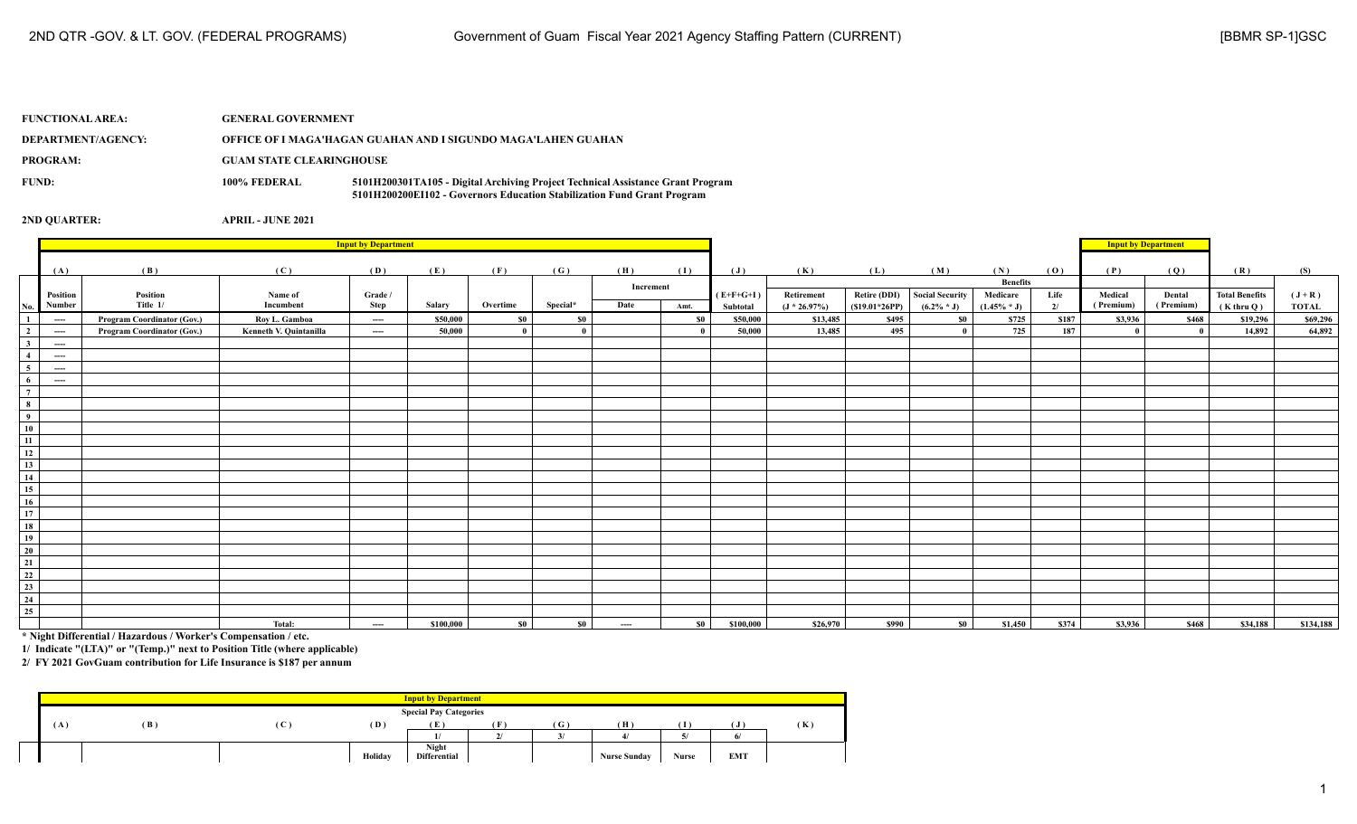2ND QTR -GOV. & LT. GOV. (FEDERAL PROGRAMS)

Government of Guam Fiscal Year 2021 Agency Staffing Pattern (CURRENT)

[BBMR SP-1]GSC

**FUNCTIONAL AREA:** GENERAL GOVERNMENT

**DEPARTMENT/AGENCY:** OFFICE OF I MAGA'HAGAN GUAHAN AND I SIGUNDO MAGA'LAHEN GUAHAN

**PROGRAM:** GUAM STATE CLEARINGHOUSE

**FUND:** 100% FEDERAL
5101H200301TA105 - Digital Archiving Project Technical Assistance Grant Program
5101H200200EI102 - Governors Education Stabilization Fund Grant Program

**2ND QUARTER:** APRIL - JUNE 2021

| | Input by Department | | | | | | | | | | | | | | | Input by Department | | | |
|---|---|---|---|---|---|---|---|---|---|---|---|---|---|---|---|---|---|---|---|
| | (A) | (B) | (C) | (D) | (E) | (F) | (G) | (H) | (I) | (J) | (K) | (L) | (M) | (N) | (O) | (P) | (Q) | (R) | (S) |
| | | | | | | | | Increment | | | | | | Benefits | | | | | |
| No. | Position Number | Position Title 1/ | Name of Incumbent | Grade / Step | Salary | Overtime | Special* | Date | Amt. | (E+F+G+I) Subtotal | Retirement (J * 26.97%) | Retire (DDI) ($19.01*26PP) | Social Security (6.2% * J) | Medicare (1.45% * J) | Life 2/ | Medical (Premium) | Dental (Premium) | Total Benefits (K thru Q) | (J + R) TOTAL |
| 1 | ---- | Program Coordinator (Gov.) | Roy L. Gamboa | ---- | $50,000 | $0 | $0 | | $0 | $50,000 | $13,485 | $495 | $0 | $725 | $187 | $3,936 | $468 | $19,296 | $69,296 |
| 2 | ---- | Program Coordinator (Gov.) | Kenneth V. Quintanilla | ---- | 50,000 | 0 | 0 | | 0 | 50,000 | 13,485 | 495 | 0 | 725 | 187 | 0 | 0 | 14,892 | 64,892 |
| 3 | ---- | | | | | | | | | | | | | | | | | | |
| 4 | ---- | | | | | | | | | | | | | | | | | | |
| 5 | ---- | | | | | | | | | | | | | | | | | | |
| 6 | ---- | | | | | | | | | | | | | | | | | | |
| 7 | | | | | | | | | | | | | | | | | | | |
| 8 | | | | | | | | | | | | | | | | | | | |
| 9 | | | | | | | | | | | | | | | | | | | |
| 10 | | | | | | | | | | | | | | | | | | | |
| 11 | | | | | | | | | | | | | | | | | | | |
| 12 | | | | | | | | | | | | | | | | | | | |
| 13 | | | | | | | | | | | | | | | | | | | |
| 14 | | | | | | | | | | | | | | | | | | | |
| 15 | | | | | | | | | | | | | | | | | | | |
| 16 | | | | | | | | | | | | | | | | | | | |
| 17 | | | | | | | | | | | | | | | | | | | |
| 18 | | | | | | | | | | | | | | | | | | | |
| 19 | | | | | | | | | | | | | | | | | | | |
| 20 | | | | | | | | | | | | | | | | | | | |
| 21 | | | | | | | | | | | | | | | | | | | |
| 22 | | | | | | | | | | | | | | | | | | | |
| 23 | | | | | | | | | | | | | | | | | | | |
| 24 | | | | | | | | | | | | | | | | | | | |
| 25 | | | | | | | | | | | | | | | | | | | |
| | | | Total: | ---- | $100,000 | $0 | $0 | ---- | $0 | $100,000 | $26,970 | $990 | $0 | $1,450 | $374 | $3,936 | $468 | $34,188 | $134,188 |

\* Night Differential / Hazardous / Worker's Compensation / etc.

1/ Indicate "(LTA)" or "(Temp.)" next to Position Title (where applicable)

2/ FY 2021 GovGuam contribution for Life Insurance is $187 per annum

| Input by Department | | | | | | | | | | |
|---|---|---|---|---|---|---|---|---|---|---|
| | | | | Special Pay Categories | | | | | | |
| (A) | (B) | (C) | (D) | (E) | (F) | (G) | (H) | (I) | (J) | (K) |
| | | | | 1/ | 2/ | 3/ | 4/ | 5/ | 6/ | |
| | | | Holiday | Night Differential | | | Nurse Sunday | Nurse | EMT | |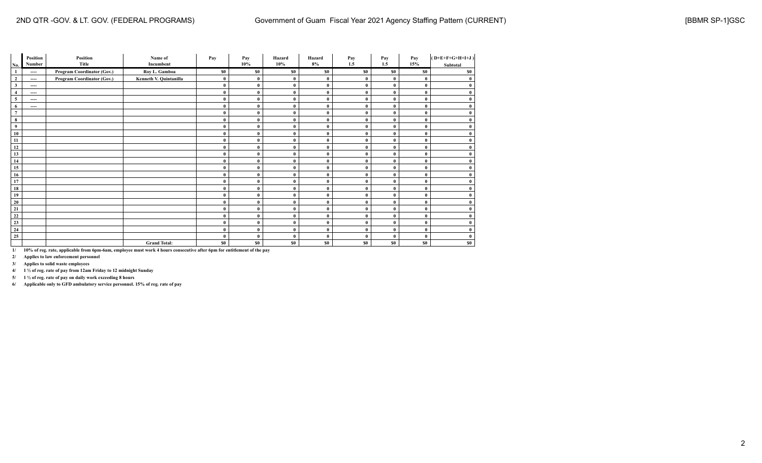| No. | Position Number | Position Title | Name of Incumbent | Pay | Pay 10% | Hazard 10% | Hazard 8% | Pay 1.5 | Pay 1.5 | Pay 15% | ( D+E+F+G+H+I+J ) Subtotal |
|---|---|---|---|---|---|---|---|---|---|---|---|
| 1 | ---- | Program Coordinator (Gov.) | Roy L. Gamboa | $0 | $0 | $0 | $0 | $0 | $0 | $0 | $0 |
| 2 | ---- | Program Coordinator (Gov.) | Kenneth V. Quintanilla | 0 | 0 | 0 | 0 | 0 | 0 | 0 | 0 |
| 3 | ---- | | | 0 | 0 | 0 | 0 | 0 | 0 | 0 | 0 |
| 4 | ---- | | | 0 | 0 | 0 | 0 | 0 | 0 | 0 | 0 |
| 5 | ---- | | | 0 | 0 | 0 | 0 | 0 | 0 | 0 | 0 |
| 6 | ---- | | | 0 | 0 | 0 | 0 | 0 | 0 | 0 | 0 |
| 7 | | | | 0 | 0 | 0 | 0 | 0 | 0 | 0 | 0 |
| 8 | | | | 0 | 0 | 0 | 0 | 0 | 0 | 0 | 0 |
| 9 | | | | 0 | 0 | 0 | 0 | 0 | 0 | 0 | 0 |
| 10 | | | | 0 | 0 | 0 | 0 | 0 | 0 | 0 | 0 |
| 11 | | | | 0 | 0 | 0 | 0 | 0 | 0 | 0 | 0 |
| 12 | | | | 0 | 0 | 0 | 0 | 0 | 0 | 0 | 0 |
| 13 | | | | 0 | 0 | 0 | 0 | 0 | 0 | 0 | 0 |
| 14 | | | | 0 | 0 | 0 | 0 | 0 | 0 | 0 | 0 |
| 15 | | | | 0 | 0 | 0 | 0 | 0 | 0 | 0 | 0 |
| 16 | | | | 0 | 0 | 0 | 0 | 0 | 0 | 0 | 0 |
| 17 | | | | 0 | 0 | 0 | 0 | 0 | 0 | 0 | 0 |
| 18 | | | | 0 | 0 | 0 | 0 | 0 | 0 | 0 | 0 |
| 19 | | | | 0 | 0 | 0 | 0 | 0 | 0 | 0 | 0 |
| 20 | | | | 0 | 0 | 0 | 0 | 0 | 0 | 0 | 0 |
| 21 | | | | 0 | 0 | 0 | 0 | 0 | 0 | 0 | 0 |
| 22 | | | | 0 | 0 | 0 | 0 | 0 | 0 | 0 | 0 |
| 23 | | | | 0 | 0 | 0 | 0 | 0 | 0 | 0 | 0 |
| 24 | | | | 0 | 0 | 0 | 0 | 0 | 0 | 0 | 0 |
| 25 | | | | 0 | 0 | 0 | 0 | 0 | 0 | 0 | 0 |
| | | | Grand Total: | $0 | $0 | $0 | $0 | $0 | $0 | $0 | $0 |

1/ 10% of reg. rate, applicable from 6pm-6am, employee must work 4 hours consecutive after 6pm for entitlement of the pay

2/ Applies to law enforcement personnel

3/ Applies to solid waste employees

4/ 1 ½ of reg. rate of pay from 12am Friday to 12 midnight Sunday

5/ 1 ½ of reg. rate of pay on daily work exceeding 8 hours

6/ Applicable only to GFD ambulatory service personnel. 15% of reg. rate of pay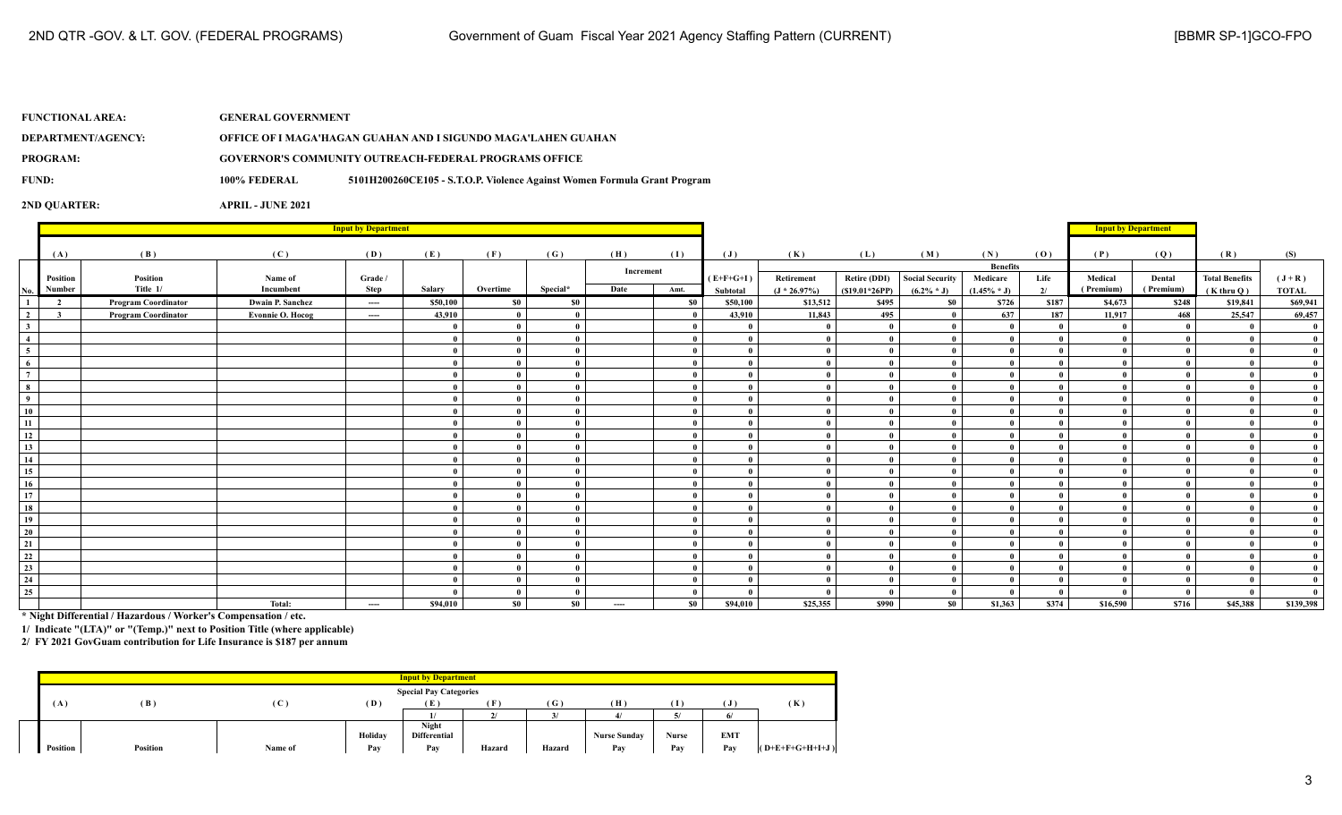**FUNCTIONAL AREA:** GENERAL GOVERNMENT

**DEPARTMENT/AGENCY:** OFFICE OF I MAGA'HAGAN GUAHAN AND I SIGUNDO MAGA'LAHEN GUAHAN

**PROGRAM:** GOVERNOR'S COMMUNITY OUTREACH-FEDERAL PROGRAMS OFFICE

**FUND:** 100% FEDERAL 5101H200260CE105 - S.T.O.P. Violence Against Women Formula Grant Program

**2ND QUARTER:** APRIL - JUNE 2021

| | (A) | (B) | (C) | (D) | (E) | (F) | (G) | (H) | (I) | (J) | (K) | (L) | (M) | (N) | (O) | (P) | (Q) | (R) | (S) |
|---|---|---|---|---|---|---|---|---|---|---|---|---|---|---|---|---|---|---|---|
| | | | | | | | | Increment | | | | | | Benefits | | | | | |
| No. | Position Number | Position Title 1/ | Name of Incumbent | Grade / Step | Salary | Overtime | Special* | Date | Amt. | (E+F+G+I) Subtotal | Retirement (J * 26.97%) | Retire (DDI) ($19.01*26PP) | Social Security (6.2% * J) | Medicare (1.45% * J) | Life 2/ | Medical (Premium) | Dental (Premium) | Total Benefits (K thru Q) | (J + R) TOTAL |
| 1 | 2 | Program Coordinator | Dwain P. Sanchez | ---- | $50,100 | $0 | $0 | | $0 | $50,100 | $13,512 | $495 | $0 | $726 | $187 | $4,673 | $248 | $19,841 | $69,941 |
| 2 | 3 | Program Coordinator | Evonnie O. Hocog | ---- | 43,910 | 0 | 0 | | 0 | 43,910 | 11,843 | 495 | 0 | 637 | 187 | 11,917 | 468 | 25,547 | 69,457 |
| 3 | | | | | 0 | 0 | 0 | | 0 | 0 | 0 | 0 | 0 | 0 | 0 | 0 | 0 | 0 | 0 |
| 4 | | | | | 0 | 0 | 0 | | 0 | 0 | 0 | 0 | 0 | 0 | 0 | 0 | 0 | 0 | 0 |
| 5 | | | | | 0 | 0 | 0 | | 0 | 0 | 0 | 0 | 0 | 0 | 0 | 0 | 0 | 0 | 0 |
| 6 | | | | | 0 | 0 | 0 | | 0 | 0 | 0 | 0 | 0 | 0 | 0 | 0 | 0 | 0 | 0 |
| 7 | | | | | 0 | 0 | 0 | | 0 | 0 | 0 | 0 | 0 | 0 | 0 | 0 | 0 | 0 | 0 |
| 8 | | | | | 0 | 0 | 0 | | 0 | 0 | 0 | 0 | 0 | 0 | 0 | 0 | 0 | 0 | 0 |
| 9 | | | | | 0 | 0 | 0 | | 0 | 0 | 0 | 0 | 0 | 0 | 0 | 0 | 0 | 0 | 0 |
| 10 | | | | | 0 | 0 | 0 | | 0 | 0 | 0 | 0 | 0 | 0 | 0 | 0 | 0 | 0 | 0 |
| 11 | | | | | 0 | 0 | 0 | | 0 | 0 | 0 | 0 | 0 | 0 | 0 | 0 | 0 | 0 | 0 |
| 12 | | | | | 0 | 0 | 0 | | 0 | 0 | 0 | 0 | 0 | 0 | 0 | 0 | 0 | 0 | 0 |
| 13 | | | | | 0 | 0 | 0 | | 0 | 0 | 0 | 0 | 0 | 0 | 0 | 0 | 0 | 0 | 0 |
| 14 | | | | | 0 | 0 | 0 | | 0 | 0 | 0 | 0 | 0 | 0 | 0 | 0 | 0 | 0 | 0 |
| 15 | | | | | 0 | 0 | 0 | | 0 | 0 | 0 | 0 | 0 | 0 | 0 | 0 | 0 | 0 | 0 |
| 16 | | | | | 0 | 0 | 0 | | 0 | 0 | 0 | 0 | 0 | 0 | 0 | 0 | 0 | 0 | 0 |
| 17 | | | | | 0 | 0 | 0 | | 0 | 0 | 0 | 0 | 0 | 0 | 0 | 0 | 0 | 0 | 0 |
| 18 | | | | | 0 | 0 | 0 | | 0 | 0 | 0 | 0 | 0 | 0 | 0 | 0 | 0 | 0 | 0 |
| 19 | | | | | 0 | 0 | 0 | | 0 | 0 | 0 | 0 | 0 | 0 | 0 | 0 | 0 | 0 | 0 |
| 20 | | | | | 0 | 0 | 0 | | 0 | 0 | 0 | 0 | 0 | 0 | 0 | 0 | 0 | 0 | 0 |
| 21 | | | | | 0 | 0 | 0 | | 0 | 0 | 0 | 0 | 0 | 0 | 0 | 0 | 0 | 0 | 0 |
| 22 | | | | | 0 | 0 | 0 | | 0 | 0 | 0 | 0 | 0 | 0 | 0 | 0 | 0 | 0 | 0 |
| 23 | | | | | 0 | 0 | 0 | | 0 | 0 | 0 | 0 | 0 | 0 | 0 | 0 | 0 | 0 | 0 |
| 24 | | | | | 0 | 0 | 0 | | 0 | 0 | 0 | 0 | 0 | 0 | 0 | 0 | 0 | 0 | 0 |
| 25 | | | | | 0 | 0 | 0 | | 0 | 0 | 0 | 0 | 0 | 0 | 0 | 0 | 0 | 0 | 0 |
| | | | Total: | ---- | $94,010 | $0 | $0 | ---- | $0 | $94,010 | $25,355 | $990 | $0 | $1,363 | $374 | $16,590 | $716 | $45,388 | $139,398 |

\* Night Differential / Hazardous / Worker's Compensation / etc.

1/ Indicate "(LTA)" or "(Temp.)" next to Position Title (where applicable)

2/ FY 2021 GovGuam contribution for Life Insurance is $187 per annum

| (A) | (B) | (C) | (D) | (E) | (F) | (G) | (H) | (I) | (J) | (K) |
|---|---|---|---|---|---|---|---|---|---|---|
| | | | | Special Pay Categories | | | | | | |
| | | | | 1/ | 2/ | 3/ | 4/ | 5/ | 6/ | |
| Position | Position | Name of | Holiday Pay | Night Differential Pay | Hazard | Hazard | Nurse Sunday Pay | Nurse Pay | EMT Pay | (D+E+F+G+H+I+J) |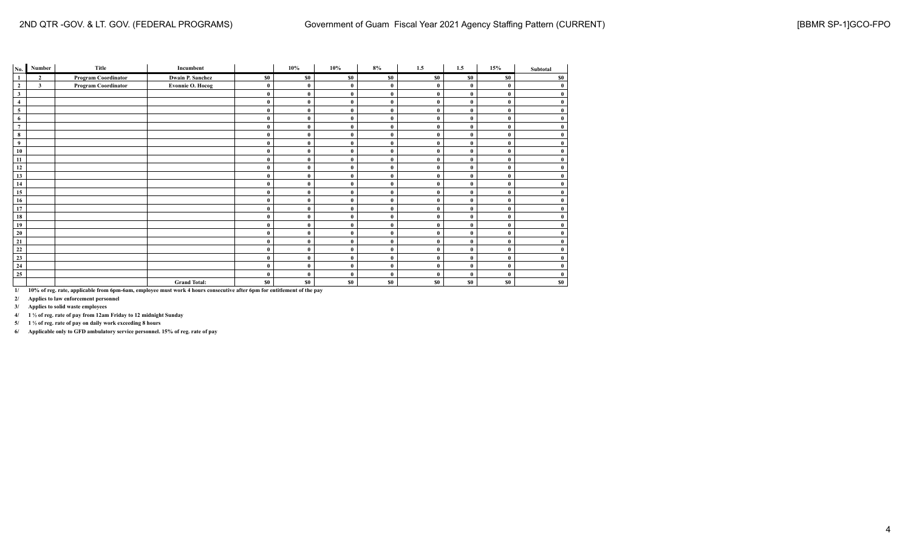2ND QTR -GOV. & LT. GOV. (FEDERAL PROGRAMS) | Government of Guam Fiscal Year 2021 Agency Staffing Pattern (CURRENT) | [BBMR SP-1]GCO-FPO

| No. | Number | Title | Incumbent | | 10% | 10% | 8% | 1.5 | 1.5 | 15% | Subtotal |
|---|---|---|---|---|---|---|---|---|---|---|---|
| 1 | 2 | Program Coordinator | Dwain P. Sanchez | $0 | $0 | $0 | $0 | $0 | $0 | $0 | $0 |
| 2 | 3 | Program Coordinator | Evonnie O. Hocog | 0 | 0 | 0 | 0 | 0 | 0 | 0 | 0 |
| 3 | | | | 0 | 0 | 0 | 0 | 0 | 0 | 0 | 0 |
| 4 | | | | 0 | 0 | 0 | 0 | 0 | 0 | 0 | 0 |
| 5 | | | | 0 | 0 | 0 | 0 | 0 | 0 | 0 | 0 |
| 6 | | | | 0 | 0 | 0 | 0 | 0 | 0 | 0 | 0 |
| 7 | | | | 0 | 0 | 0 | 0 | 0 | 0 | 0 | 0 |
| 8 | | | | 0 | 0 | 0 | 0 | 0 | 0 | 0 | 0 |
| 9 | | | | 0 | 0 | 0 | 0 | 0 | 0 | 0 | 0 |
| 10 | | | | 0 | 0 | 0 | 0 | 0 | 0 | 0 | 0 |
| 11 | | | | 0 | 0 | 0 | 0 | 0 | 0 | 0 | 0 |
| 12 | | | | 0 | 0 | 0 | 0 | 0 | 0 | 0 | 0 |
| 13 | | | | 0 | 0 | 0 | 0 | 0 | 0 | 0 | 0 |
| 14 | | | | 0 | 0 | 0 | 0 | 0 | 0 | 0 | 0 |
| 15 | | | | 0 | 0 | 0 | 0 | 0 | 0 | 0 | 0 |
| 16 | | | | 0 | 0 | 0 | 0 | 0 | 0 | 0 | 0 |
| 17 | | | | 0 | 0 | 0 | 0 | 0 | 0 | 0 | 0 |
| 18 | | | | 0 | 0 | 0 | 0 | 0 | 0 | 0 | 0 |
| 19 | | | | 0 | 0 | 0 | 0 | 0 | 0 | 0 | 0 |
| 20 | | | | 0 | 0 | 0 | 0 | 0 | 0 | 0 | 0 |
| 21 | | | | 0 | 0 | 0 | 0 | 0 | 0 | 0 | 0 |
| 22 | | | | 0 | 0 | 0 | 0 | 0 | 0 | 0 | 0 |
| 23 | | | | 0 | 0 | 0 | 0 | 0 | 0 | 0 | 0 |
| 24 | | | | 0 | 0 | 0 | 0 | 0 | 0 | 0 | 0 |
| 25 | | | | 0 | 0 | 0 | 0 | 0 | 0 | 0 | 0 |
| | | | Grand Total: | $0 | $0 | $0 | $0 | $0 | $0 | $0 | $0 |

1/ 10% of reg. rate, applicable from 6pm-6am, employee must work 4 hours consecutive after 6pm for entitlement of the pay

2/ Applies to law enforcement personnel

3/ Applies to solid waste employees

4/ 1 ½ of reg. rate of pay from 12am Friday to 12 midnight Sunday

5/ 1 ½ of reg. rate of pay on daily work exceeding 8 hours

6/ Applicable only to GFD ambulatory service personnel. 15% of reg. rate of pay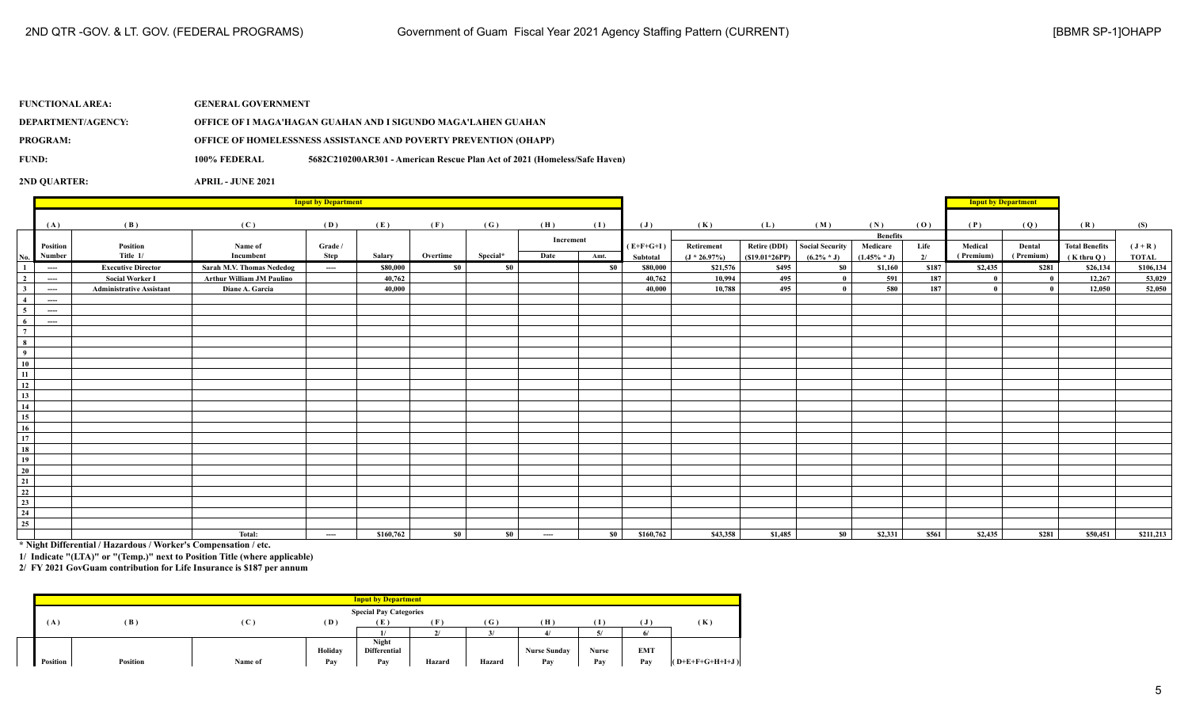FUNCTIONAL AREA: GENERAL GOVERNMENT

DEPARTMENT/AGENCY: OFFICE OF I MAGA'HAGAN GUAHAN AND I SIGUNDO MAGA'LAHEN GUAHAN

PROGRAM: OFFICE OF HOMELESSNESS ASSISTANCE AND POVERTY PREVENTION (OHAPP)

FUND: 100% FEDERAL 5682C210200AR301 - American Rescue Plan Act of 2021 (Homeless/Safe Haven)

2ND QUARTER: APRIL - JUNE 2021

| | Input by Department | | | | | | | | | | | | | | | Input by Department | | | |
|---|---|---|---|---|---|---|---|---|---|---|---|---|---|---|---|---|---|---|---|
| | (A) | (B) | (C) | (D) | (E) | (F) | (G) | (H) | (I) | (J) | (K) | (L) | (M) | (N) | (O) | (P) | (Q) | (R) | (S) |
| | | | | | | | | Increment | | | | | | Benefits | | | | | |
| No. | Position Number | Position Title 1/ | Name of Incumbent | Grade / Step | Salary | Overtime | Special* | Date | Amt. | (E+F+G+I) Subtotal | Retirement (J * 26.97%) | Retire (DDI) ($19.01*26PP) | Social Security (6.2% * J) | Medicare (1.45% * J) | Life 2/ | Medical (Premium) | Dental (Premium) | Total Benefits (K thru Q) | (J + R) TOTAL |
| 1 | ---- | Executive Director | Sarah M.V. Thomas Nededog | ---- | $80,000 | $0 | $0 | | $0 | $80,000 | $21,576 | $495 | $0 | $1,160 | $187 | $2,435 | $281 | $26,134 | $106,134 |
| 2 | ---- | Social Worker I | Arthur William JM Paulino | | 40,762 | | | | | 40,762 | 10,994 | 495 | 0 | 591 | 187 | 0 | 0 | 12,267 | 53,029 |
| 3 | ---- | Administrative Assistant | Diane A. Garcia | | 40,000 | | | | | 40,000 | 10,788 | 495 | 0 | 580 | 187 | 0 | 0 | 12,050 | 52,050 |
| 4 | ---- | | | | | | | | | | | | | | | | | | |
| 5 | ---- | | | | | | | | | | | | | | | | | | |
| 6 | ---- | | | | | | | | | | | | | | | | | | |
| 7 | | | | | | | | | | | | | | | | | | | |
| 8 | | | | | | | | | | | | | | | | | | | |
| 9 | | | | | | | | | | | | | | | | | | | |
| 10 | | | | | | | | | | | | | | | | | | | |
| 11 | | | | | | | | | | | | | | | | | | | |
| 12 | | | | | | | | | | | | | | | | | | | |
| 13 | | | | | | | | | | | | | | | | | | | |
| 14 | | | | | | | | | | | | | | | | | | | |
| 15 | | | | | | | | | | | | | | | | | | | |
| 16 | | | | | | | | | | | | | | | | | | | |
| 17 | | | | | | | | | | | | | | | | | | | |
| 18 | | | | | | | | | | | | | | | | | | | |
| 19 | | | | | | | | | | | | | | | | | | | |
| 20 | | | | | | | | | | | | | | | | | | | |
| 21 | | | | | | | | | | | | | | | | | | | |
| 22 | | | | | | | | | | | | | | | | | | | |
| 23 | | | | | | | | | | | | | | | | | | | |
| 24 | | | | | | | | | | | | | | | | | | | |
| 25 | | | | | | | | | | | | | | | | | | | |
| | | | Total: | ---- | $160,762 | $0 | $0 | ---- | $0 | $160,762 | $43,358 | $1,485 | $0 | $2,331 | $561 | $2,435 | $281 | $50,451 | $211,213 |

\* Night Differential / Hazardous / Worker's Compensation / etc.

1/ Indicate "(LTA)" or "(Temp.)" next to Position Title (where applicable)

2/ FY 2021 GovGuam contribution for Life Insurance is $187 per annum

| Input by Department | | | | | | | | | | |
|---|---|---|---|---|---|---|---|---|---|---|
| | | | | Special Pay Categories | | | | | | |
| (A) | (B) | (C) | (D) | (E) | (F) | (G) | (H) | (I) | (J) | (K) |
| | | | | 1/ | 2/ | 3/ | 4/ | 5/ | 6/ | |
| Position | Position | Name of | Holiday Pay | Night Differential Pay | Hazard | Hazard | Nurse Sunday Pay | Nurse Pay | EMT Pay | (D+E+F+G+H+I+J) |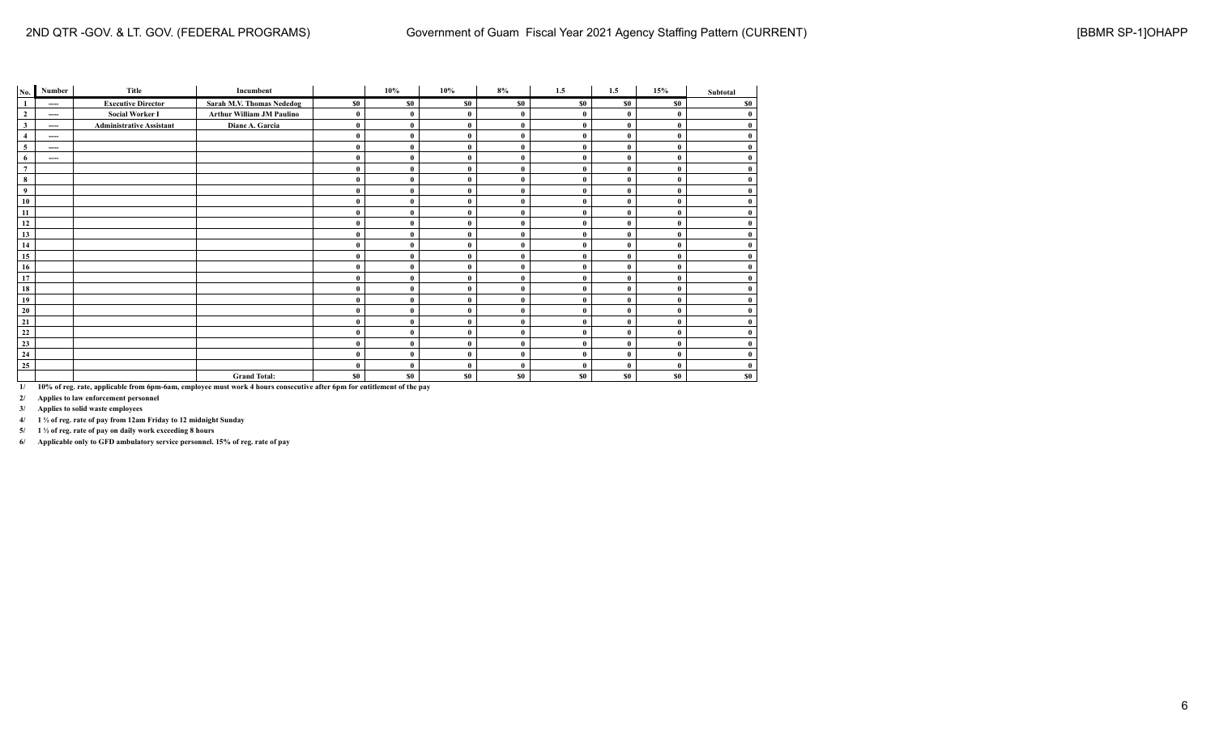| No. | Number | Title | Incumbent | | 10% | 10% | 8% | 1.5 | 1.5 | 15% | Subtotal |
|---|---|---|---|---|---|---|---|---|---|---|---|
| 1 | ---- | Executive Director | Sarah M.V. Thomas Nededog | $0 | $0 | $0 | $0 | $0 | $0 | $0 | $0 |
| 2 | ---- | Social Worker I | Arthur William JM Paulino | 0 | 0 | 0 | 0 | 0 | 0 | 0 | 0 |
| 3 | ---- | Administrative Assistant | Diane A. Garcia | 0 | 0 | 0 | 0 | 0 | 0 | 0 | 0 |
| 4 | ---- | | | 0 | 0 | 0 | 0 | 0 | 0 | 0 | 0 |
| 5 | ---- | | | 0 | 0 | 0 | 0 | 0 | 0 | 0 | 0 |
| 6 | ---- | | | 0 | 0 | 0 | 0 | 0 | 0 | 0 | 0 |
| 7 | | | | 0 | 0 | 0 | 0 | 0 | 0 | 0 | 0 |
| 8 | | | | 0 | 0 | 0 | 0 | 0 | 0 | 0 | 0 |
| 9 | | | | 0 | 0 | 0 | 0 | 0 | 0 | 0 | 0 |
| 10 | | | | 0 | 0 | 0 | 0 | 0 | 0 | 0 | 0 |
| 11 | | | | 0 | 0 | 0 | 0 | 0 | 0 | 0 | 0 |
| 12 | | | | 0 | 0 | 0 | 0 | 0 | 0 | 0 | 0 |
| 13 | | | | 0 | 0 | 0 | 0 | 0 | 0 | 0 | 0 |
| 14 | | | | 0 | 0 | 0 | 0 | 0 | 0 | 0 | 0 |
| 15 | | | | 0 | 0 | 0 | 0 | 0 | 0 | 0 | 0 |
| 16 | | | | 0 | 0 | 0 | 0 | 0 | 0 | 0 | 0 |
| 17 | | | | 0 | 0 | 0 | 0 | 0 | 0 | 0 | 0 |
| 18 | | | | 0 | 0 | 0 | 0 | 0 | 0 | 0 | 0 |
| 19 | | | | 0 | 0 | 0 | 0 | 0 | 0 | 0 | 0 |
| 20 | | | | 0 | 0 | 0 | 0 | 0 | 0 | 0 | 0 |
| 21 | | | | 0 | 0 | 0 | 0 | 0 | 0 | 0 | 0 |
| 22 | | | | 0 | 0 | 0 | 0 | 0 | 0 | 0 | 0 |
| 23 | | | | 0 | 0 | 0 | 0 | 0 | 0 | 0 | 0 |
| 24 | | | | 0 | 0 | 0 | 0 | 0 | 0 | 0 | 0 |
| 25 | | | | 0 | 0 | 0 | 0 | 0 | 0 | 0 | 0 |
| | | | Grand Total: | $0 | $0 | $0 | $0 | $0 | $0 | $0 | $0 |

1/ 10% of reg. rate, applicable from 6pm-6am, employee must work 4 hours consecutive after 6pm for entitlement of the pay

2/ Applies to law enforcement personnel

3/ Applies to solid waste employees

4/ 1 ½ of reg. rate of pay from 12am Friday to 12 midnight Sunday

5/ 1 ½ of reg. rate of pay on daily work exceeding 8 hours

6/ Applicable only to GFD ambulatory service personnel. 15% of reg. rate of pay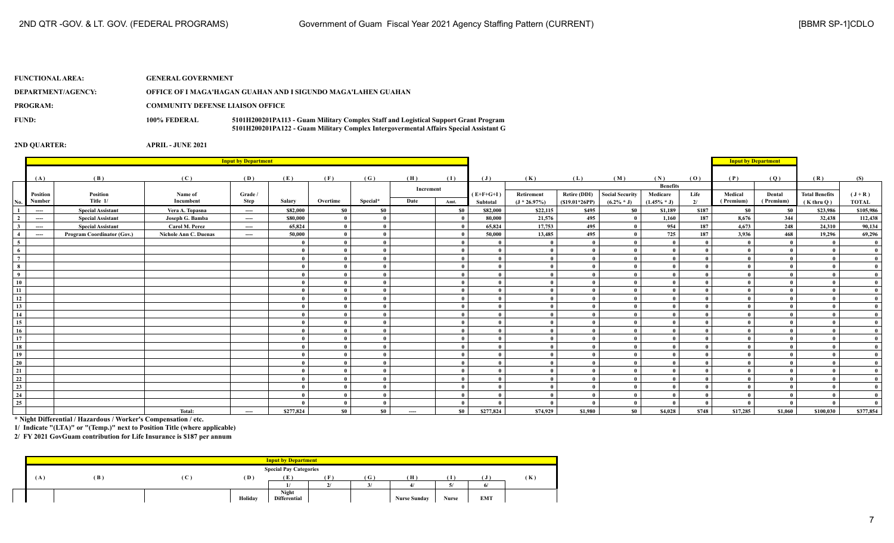2ND QTR -GOV. & LT. GOV. (FEDERAL PROGRAMS) | Government of Guam Fiscal Year 2021 Agency Staffing Pattern (CURRENT) | [BBMR SP-1]CDLO

**FUNCTIONAL AREA:** GENERAL GOVERNMENT

**DEPARTMENT/AGENCY:** OFFICE OF I MAGA'HAGAN GUAHAN AND I SIGUNDO MAGA'LAHEN GUAHAN

**PROGRAM:** COMMUNITY DEFENSE LIAISON OFFICE

**FUND:** 100% FEDERAL — 5101H200201PA113 - Guam Military Complex Staff and Logistical Support Grant Program; 5101H200201PA122 - Guam Military Complex Intergovermental Affairs Special Assistant G

**2ND QUARTER:** APRIL - JUNE 2021

| | (A) | (B) | (C) | (D) | (E) | (F) | (G) | (H) | (I) | (J) | (K) | (L) | (M) | (N) | (O) | (P) | (Q) | (R) | (S) |
|---|---|---|---|---|---|---|---|---|---|---|---|---|---|---|---|---|---|---|---|
| | | | | | | | | Increment | | | | | | Benefits | | | | | |
| No. | Position Number | Position Title 1/ | Name of Incumbent | Grade / Step | Salary | Overtime | Special* | Date | Amt. | (E+F+G+I) Subtotal | Retirement (J * 26.97%) | Retire (DDI) ($19.01*26PP) | Social Security (6.2% * J) | Medicare (1.45% * J) | Life 2/ | Medical (Premium) | Dental (Premium) | Total Benefits (K thru Q) | (J + R) TOTAL |
| 1 | ---- | Special Assistant | Vera A. Topasna | ---- | $82,000 | $0 | $0 | | $0 | $82,000 | $22,115 | $495 | $0 | $1,189 | $187 | $0 | $0 | $23,986 | $105,986 |
| 2 | ---- | Special Assistant | Joseph G. Bamba | ---- | 80,000 | 0 | 0 | | 0 | 80,000 | 21,576 | 495 | 0 | 1,160 | 187 | 8,676 | 344 | 32,438 | 112,438 |
| 3 | ---- | Special Assistant | Carol M. Perez | ---- | 65,824 | 0 | 0 | | 0 | 65,824 | 17,753 | 495 | 0 | 954 | 187 | 4,673 | 248 | 24,310 | 90,134 |
| 4 | ---- | Program Coordinator (Gov.) | Nichole Ann C. Duenas | ---- | 50,000 | 0 | 0 | | 0 | 50,000 | 13,485 | 495 | 0 | 725 | 187 | 3,936 | 468 | 19,296 | 69,296 |
| 5 | | | | | 0 | 0 | 0 | | 0 | 0 | 0 | 0 | 0 | 0 | 0 | 0 | 0 | 0 | 0 |
| 6 | | | | | 0 | 0 | 0 | | 0 | 0 | 0 | 0 | 0 | 0 | 0 | 0 | 0 | 0 | 0 |
| 7 | | | | | 0 | 0 | 0 | | 0 | 0 | 0 | 0 | 0 | 0 | 0 | 0 | 0 | 0 | 0 |
| 8 | | | | | 0 | 0 | 0 | | 0 | 0 | 0 | 0 | 0 | 0 | 0 | 0 | 0 | 0 | 0 |
| 9 | | | | | 0 | 0 | 0 | | 0 | 0 | 0 | 0 | 0 | 0 | 0 | 0 | 0 | 0 | 0 |
| 10 | | | | | 0 | 0 | 0 | | 0 | 0 | 0 | 0 | 0 | 0 | 0 | 0 | 0 | 0 | 0 |
| 11 | | | | | 0 | 0 | 0 | | 0 | 0 | 0 | 0 | 0 | 0 | 0 | 0 | 0 | 0 | 0 |
| 12 | | | | | 0 | 0 | 0 | | 0 | 0 | 0 | 0 | 0 | 0 | 0 | 0 | 0 | 0 | 0 |
| 13 | | | | | 0 | 0 | 0 | | 0 | 0 | 0 | 0 | 0 | 0 | 0 | 0 | 0 | 0 | 0 |
| 14 | | | | | 0 | 0 | 0 | | 0 | 0 | 0 | 0 | 0 | 0 | 0 | 0 | 0 | 0 | 0 |
| 15 | | | | | 0 | 0 | 0 | | 0 | 0 | 0 | 0 | 0 | 0 | 0 | 0 | 0 | 0 | 0 |
| 16 | | | | | 0 | 0 | 0 | | 0 | 0 | 0 | 0 | 0 | 0 | 0 | 0 | 0 | 0 | 0 |
| 17 | | | | | 0 | 0 | 0 | | 0 | 0 | 0 | 0 | 0 | 0 | 0 | 0 | 0 | 0 | 0 |
| 18 | | | | | 0 | 0 | 0 | | 0 | 0 | 0 | 0 | 0 | 0 | 0 | 0 | 0 | 0 | 0 |
| 19 | | | | | 0 | 0 | 0 | | 0 | 0 | 0 | 0 | 0 | 0 | 0 | 0 | 0 | 0 | 0 |
| 20 | | | | | 0 | 0 | 0 | | 0 | 0 | 0 | 0 | 0 | 0 | 0 | 0 | 0 | 0 | 0 |
| 21 | | | | | 0 | 0 | 0 | | 0 | 0 | 0 | 0 | 0 | 0 | 0 | 0 | 0 | 0 | 0 |
| 22 | | | | | 0 | 0 | 0 | | 0 | 0 | 0 | 0 | 0 | 0 | 0 | 0 | 0 | 0 | 0 |
| 23 | | | | | 0 | 0 | 0 | | 0 | 0 | 0 | 0 | 0 | 0 | 0 | 0 | 0 | 0 | 0 |
| 24 | | | | | 0 | 0 | 0 | | 0 | 0 | 0 | 0 | 0 | 0 | 0 | 0 | 0 | 0 | 0 |
| 25 | | | | | 0 | 0 | 0 | | 0 | 0 | 0 | 0 | 0 | 0 | 0 | 0 | 0 | 0 | 0 |
| | | | Total: | ---- | $277,824 | $0 | $0 | ---- | $0 | $277,824 | $74,929 | $1,980 | $0 | $4,028 | $748 | $17,285 | $1,060 | $100,030 | $377,854 |

\* Night Differential / Hazardous / Worker's Compensation / etc.

1/ Indicate "(LTA)" or "(Temp.)" next to Position Title (where applicable)

2/ FY 2021 GovGuam contribution for Life Insurance is $187 per annum

| Special Pay Categories | | | | | | | | | | |
|---|---|---|---|---|---|---|---|---|---|---|
| (A) | (B) | (C) | (D) | (E) | (F) | (G) | (H) | (I) | (J) | (K) |
| | | | | 1/ | 2/ | 3/ | 4/ | 5/ | 6/ | |
| | | | Holiday | Night Differential | | | Nurse Sunday | Nurse | EMT | |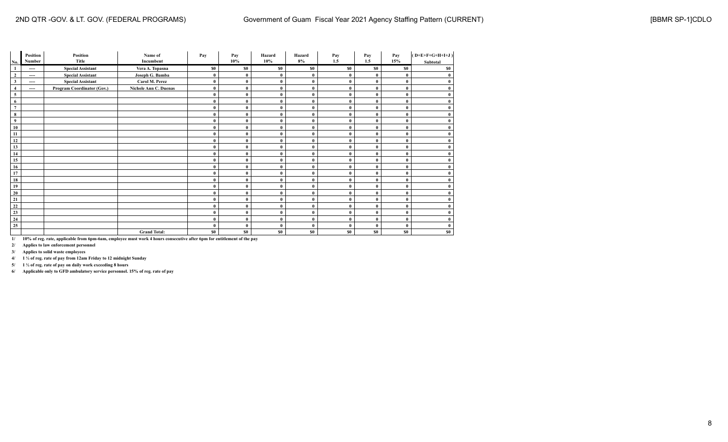| No. | Position Number | Position Title | Name of Incumbent | Pay | Pay 10% | Hazard 10% | Hazard 8% | Pay 1.5 | Pay 1.5 | Pay 15% | ( D+E+F+G+H+I+J ) Subtotal |
|---|---|---|---|---|---|---|---|---|---|---|---|
| 1 | ---- | Special Assistant | Vera A. Topasna | $0 | $0 | $0 | $0 | $0 | $0 | $0 | $0 |
| 2 | ---- | Special Assistant | Joseph G. Bamba | 0 | 0 | 0 | 0 | 0 | 0 | 0 | 0 |
| 3 | ---- | Special Assistant | Carol M. Perez | 0 | 0 | 0 | 0 | 0 | 0 | 0 | 0 |
| 4 | ---- | Program Coordinator (Gov.) | Nichole Ann C. Duenas | 0 | 0 | 0 | 0 | 0 | 0 | 0 | 0 |
| 5 | | | | 0 | 0 | 0 | 0 | 0 | 0 | 0 | 0 |
| 6 | | | | 0 | 0 | 0 | 0 | 0 | 0 | 0 | 0 |
| 7 | | | | 0 | 0 | 0 | 0 | 0 | 0 | 0 | 0 |
| 8 | | | | 0 | 0 | 0 | 0 | 0 | 0 | 0 | 0 |
| 9 | | | | 0 | 0 | 0 | 0 | 0 | 0 | 0 | 0 |
| 10 | | | | 0 | 0 | 0 | 0 | 0 | 0 | 0 | 0 |
| 11 | | | | 0 | 0 | 0 | 0 | 0 | 0 | 0 | 0 |
| 12 | | | | 0 | 0 | 0 | 0 | 0 | 0 | 0 | 0 |
| 13 | | | | 0 | 0 | 0 | 0 | 0 | 0 | 0 | 0 |
| 14 | | | | 0 | 0 | 0 | 0 | 0 | 0 | 0 | 0 |
| 15 | | | | 0 | 0 | 0 | 0 | 0 | 0 | 0 | 0 |
| 16 | | | | 0 | 0 | 0 | 0 | 0 | 0 | 0 | 0 |
| 17 | | | | 0 | 0 | 0 | 0 | 0 | 0 | 0 | 0 |
| 18 | | | | 0 | 0 | 0 | 0 | 0 | 0 | 0 | 0 |
| 19 | | | | 0 | 0 | 0 | 0 | 0 | 0 | 0 | 0 |
| 20 | | | | 0 | 0 | 0 | 0 | 0 | 0 | 0 | 0 |
| 21 | | | | 0 | 0 | 0 | 0 | 0 | 0 | 0 | 0 |
| 22 | | | | 0 | 0 | 0 | 0 | 0 | 0 | 0 | 0 |
| 23 | | | | 0 | 0 | 0 | 0 | 0 | 0 | 0 | 0 |
| 24 | | | | 0 | 0 | 0 | 0 | 0 | 0 | 0 | 0 |
| 25 | | | | 0 | 0 | 0 | 0 | 0 | 0 | 0 | 0 |
| | | | Grand Total: | $0 | $0 | $0 | $0 | $0 | $0 | $0 | $0 |

1/ 10% of reg. rate, applicable from 6pm-6am, employee must work 4 hours consecutive after 6pm for entitlement of the pay

2/ Applies to law enforcement personnel

3/ Applies to solid waste employees

4/ 1 ½ of reg. rate of pay from 12am Friday to 12 midnight Sunday

5/ 1 ½ of reg. rate of pay on daily work exceeding 8 hours

6/ Applicable only to GFD ambulatory service personnel. 15% of reg. rate of pay